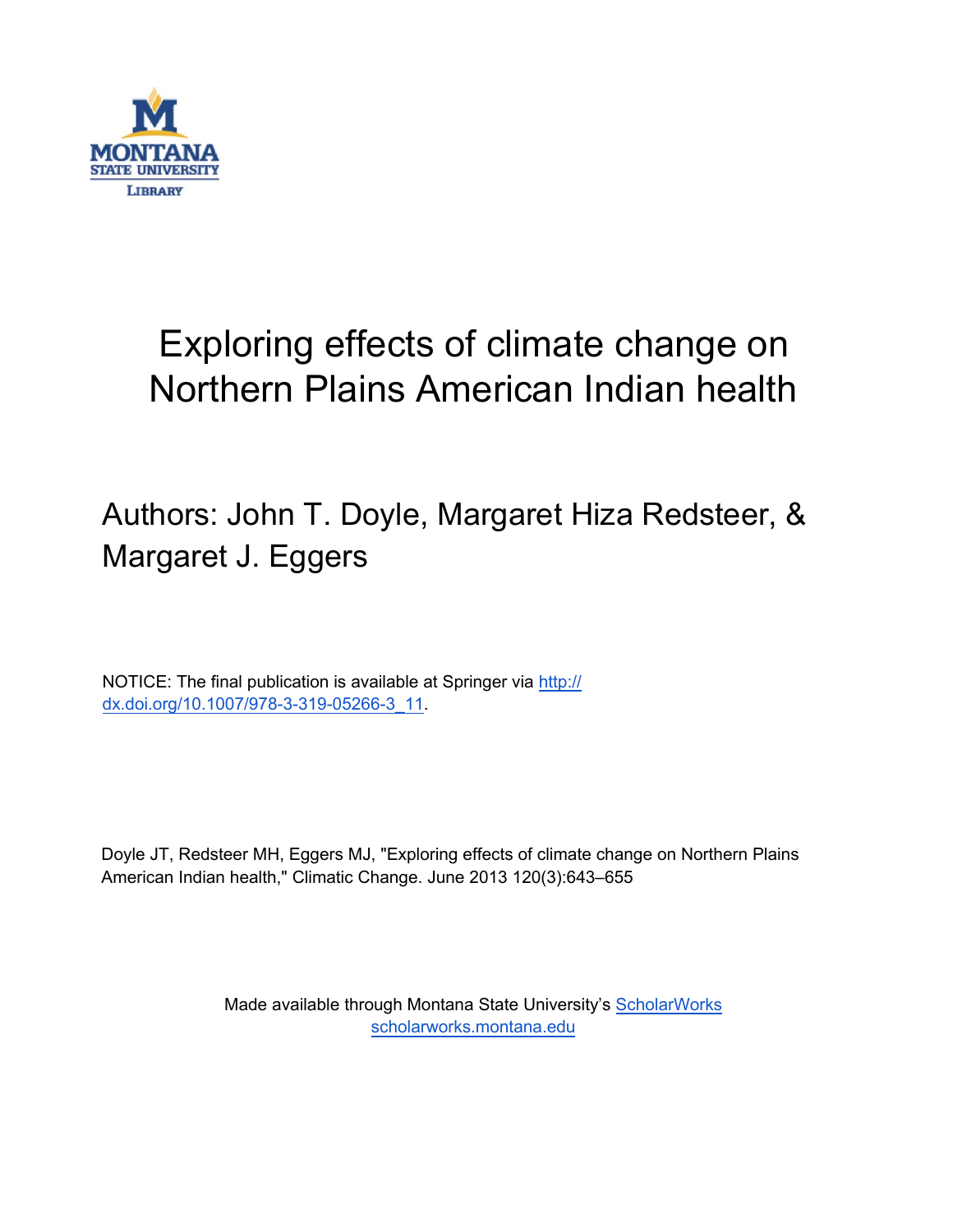# Exploring effects of climate change on Northern Plains American Indian health

Authors: John T. Doyle, Margaret Hiza Redsteer, & Margaret J. Eggers

NOTICE: The final publication is available at Springer via http://dx.doi.org/10.1007/978-3-319-05266-3_11.

Doyle JT, Redsteer MH, Eggers MJ, "Exploring effects of climate change on Northern Plains American Indian health," Climatic Change. June 2013 120(3):643–655

Made available through Montana State University's ScholarWorks
scholarworks.montana.edu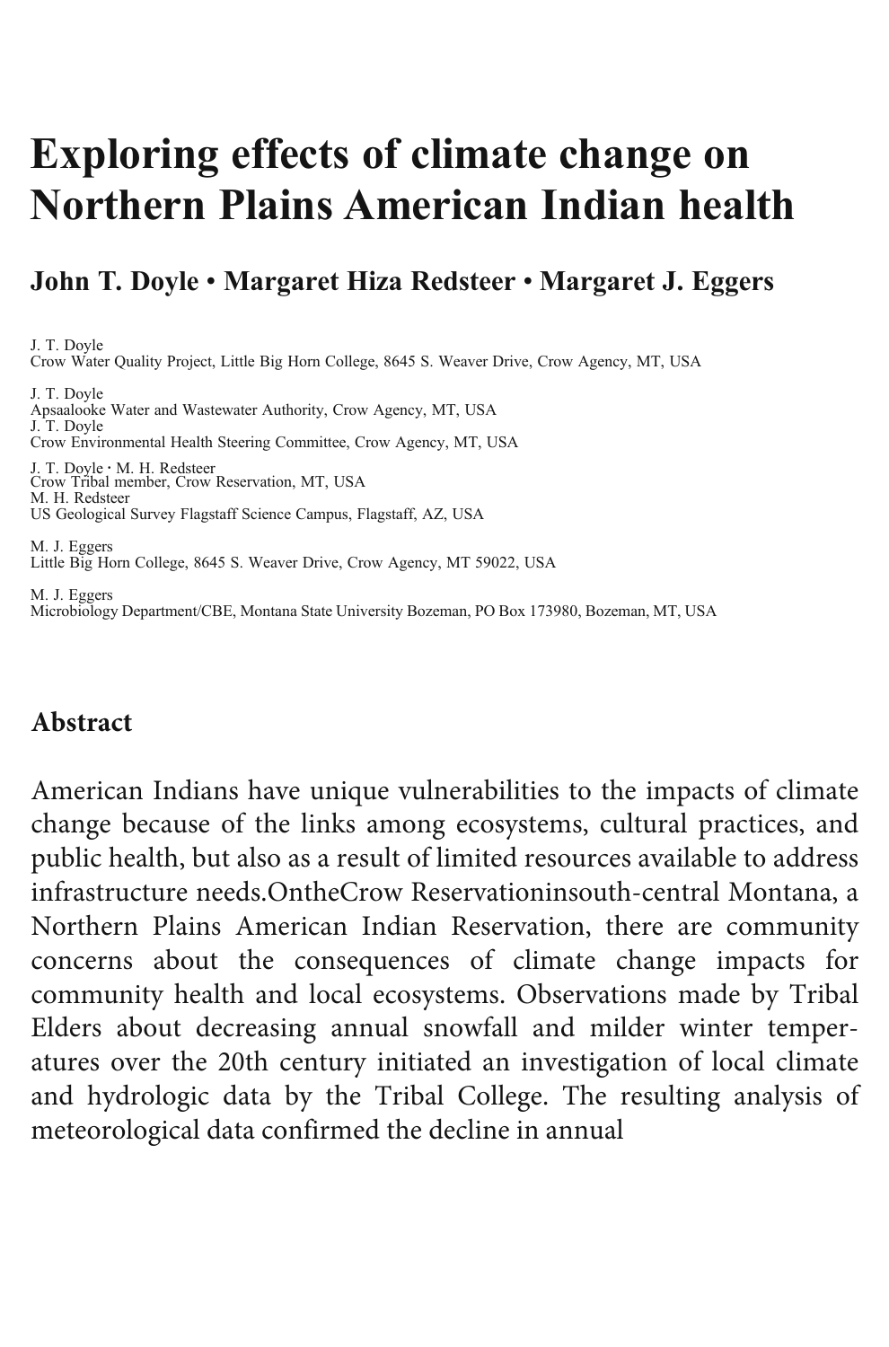# Exploring effects of climate change on Northern Plains American Indian health

**John T. Doyle • Margaret Hiza Redsteer • Margaret J. Eggers**

J. T. Doyle
Crow Water Quality Project, Little Big Horn College, 8645 S. Weaver Drive, Crow Agency, MT, USA

J. T. Doyle
Apsaalooke Water and Wastewater Authority, Crow Agency, MT, USA

J. T. Doyle
Crow Environmental Health Steering Committee, Crow Agency, MT, USA

J. T. Doyle · M. H. Redsteer
Crow Tribal member, Crow Reservation, MT, USA

M. H. Redsteer
US Geological Survey Flagstaff Science Campus, Flagstaff, AZ, USA

M. J. Eggers
Little Big Horn College, 8645 S. Weaver Drive, Crow Agency, MT 59022, USA

M. J. Eggers
Microbiology Department/CBE, Montana State University Bozeman, PO Box 173980, Bozeman, MT, USA

## Abstract

American Indians have unique vulnerabilities to the impacts of climate change because of the links among ecosystems, cultural practices, and public health, but also as a result of limited resources available to address infrastructure needs.OntheCrow Reservationinsouth-central Montana, a Northern Plains American Indian Reservation, there are community concerns about the consequences of climate change impacts for community health and local ecosystems. Observations made by Tribal Elders about decreasing annual snowfall and milder winter temperatures over the 20th century initiated an investigation of local climate and hydrologic data by the Tribal College. The resulting analysis of meteorological data confirmed the decline in annual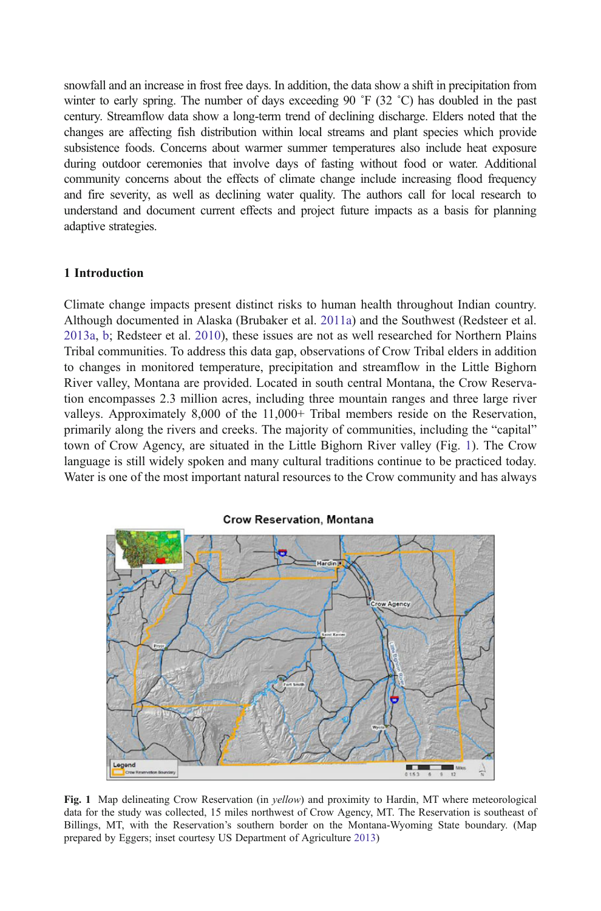snowfall and an increase in frost free days. In addition, the data show a shift in precipitation from winter to early spring. The number of days exceeding 90 ˚F (32 ˚C) has doubled in the past century. Streamflow data show a long-term trend of declining discharge. Elders noted that the changes are affecting fish distribution within local streams and plant species which provide subsistence foods. Concerns about warmer summer temperatures also include heat exposure during outdoor ceremonies that involve days of fasting without food or water. Additional community concerns about the effects of climate change include increasing flood frequency and fire severity, as well as declining water quality. The authors call for local research to understand and document current effects and project future impacts as a basis for planning adaptive strategies.

## 1 Introduction

Climate change impacts present distinct risks to human health throughout Indian country. Although documented in Alaska (Brubaker et al. 2011a) and the Southwest (Redsteer et al. 2013a, b; Redsteer et al. 2010), these issues are not as well researched for Northern Plains Tribal communities. To address this data gap, observations of Crow Tribal elders in addition to changes in monitored temperature, precipitation and streamflow in the Little Bighorn River valley, Montana are provided. Located in south central Montana, the Crow Reservation encompasses 2.3 million acres, including three mountain ranges and three large river valleys. Approximately 8,000 of the 11,000+ Tribal members reside on the Reservation, primarily along the rivers and creeks. The majority of communities, including the "capital" town of Crow Agency, are situated in the Little Bighorn River valley (Fig. 1). The Crow language is still widely spoken and many cultural traditions continue to be practiced today. Water is one of the most important natural resources to the Crow community and has always

**Fig. 1** Map delineating Crow Reservation (in *yellow*) and proximity to Hardin, MT where meteorological data for the study was collected, 15 miles northwest of Crow Agency, MT. The Reservation is southeast of Billings, MT, with the Reservation's southern border on the Montana-Wyoming State boundary. (Map prepared by Eggers; inset courtesy US Department of Agriculture 2013)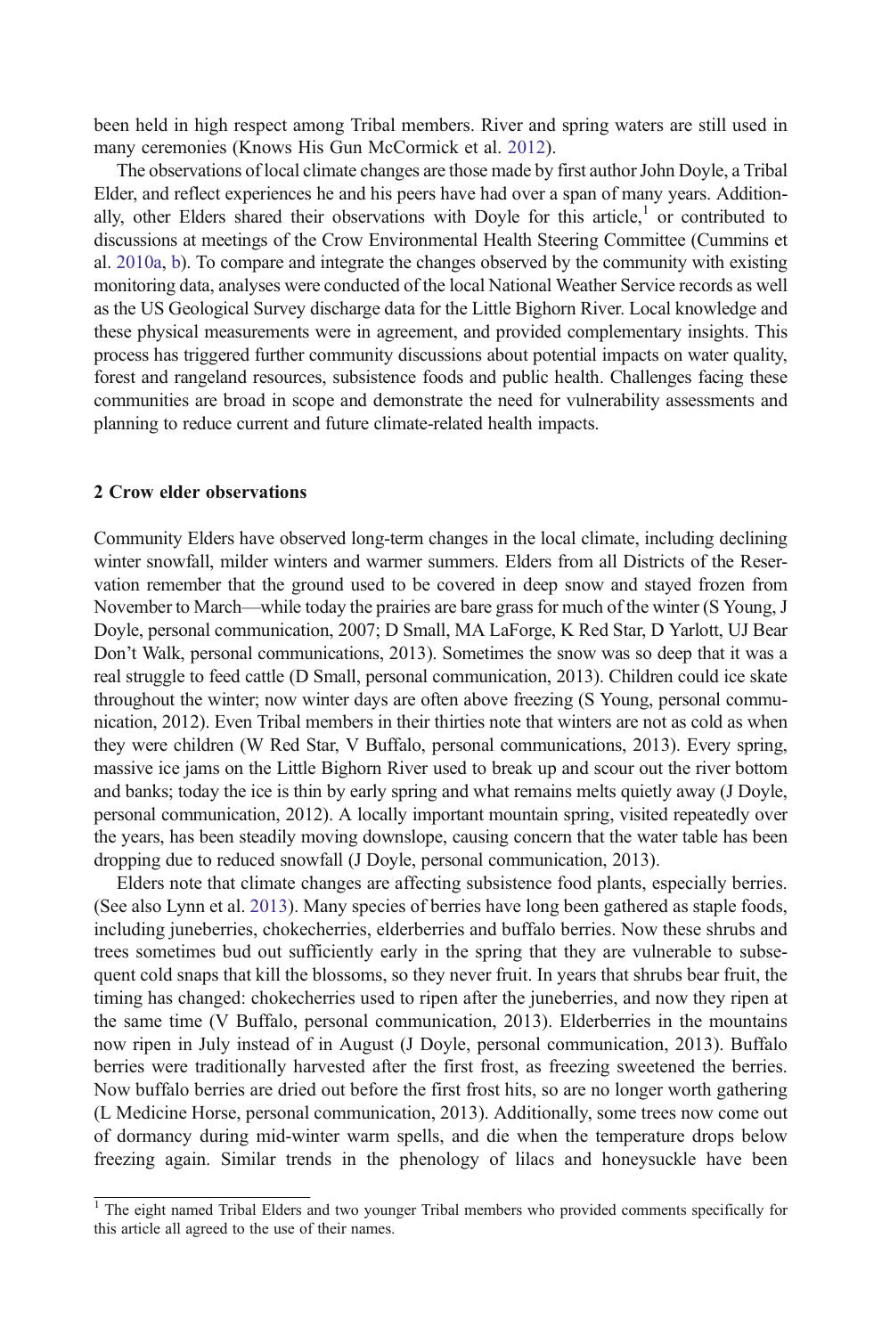been held in high respect among Tribal members. River and spring waters are still used in many ceremonies (Knows His Gun McCormick et al. 2012).

The observations of local climate changes are those made by first author John Doyle, a Tribal Elder, and reflect experiences he and his peers have had over a span of many years. Additionally, other Elders shared their observations with Doyle for this article,[1] or contributed to discussions at meetings of the Crow Environmental Health Steering Committee (Cummins et al. 2010a, b). To compare and integrate the changes observed by the community with existing monitoring data, analyses were conducted of the local National Weather Service records as well as the US Geological Survey discharge data for the Little Bighorn River. Local knowledge and these physical measurements were in agreement, and provided complementary insights. This process has triggered further community discussions about potential impacts on water quality, forest and rangeland resources, subsistence foods and public health. Challenges facing these communities are broad in scope and demonstrate the need for vulnerability assessments and planning to reduce current and future climate-related health impacts.

## 2 Crow elder observations

Community Elders have observed long-term changes in the local climate, including declining winter snowfall, milder winters and warmer summers. Elders from all Districts of the Reservation remember that the ground used to be covered in deep snow and stayed frozen from November to March—while today the prairies are bare grass for much of the winter (S Young, J Doyle, personal communication, 2007; D Small, MA LaForge, K Red Star, D Yarlott, UJ Bear Don't Walk, personal communications, 2013). Sometimes the snow was so deep that it was a real struggle to feed cattle (D Small, personal communication, 2013). Children could ice skate throughout the winter; now winter days are often above freezing (S Young, personal communication, 2012). Even Tribal members in their thirties note that winters are not as cold as when they were children (W Red Star, V Buffalo, personal communications, 2013). Every spring, massive ice jams on the Little Bighorn River used to break up and scour out the river bottom and banks; today the ice is thin by early spring and what remains melts quietly away (J Doyle, personal communication, 2012). A locally important mountain spring, visited repeatedly over the years, has been steadily moving downslope, causing concern that the water table has been dropping due to reduced snowfall (J Doyle, personal communication, 2013).

Elders note that climate changes are affecting subsistence food plants, especially berries. (See also Lynn et al. 2013). Many species of berries have long been gathered as staple foods, including juneberries, chokecherries, elderberries and buffalo berries. Now these shrubs and trees sometimes bud out sufficiently early in the spring that they are vulnerable to subsequent cold snaps that kill the blossoms, so they never fruit. In years that shrubs bear fruit, the timing has changed: chokecherries used to ripen after the juneberries, and now they ripen at the same time (V Buffalo, personal communication, 2013). Elderberries in the mountains now ripen in July instead of in August (J Doyle, personal communication, 2013). Buffalo berries were traditionally harvested after the first frost, as freezing sweetened the berries. Now buffalo berries are dried out before the first frost hits, so are no longer worth gathering (L Medicine Horse, personal communication, 2013). Additionally, some trees now come out of dormancy during mid-winter warm spells, and die when the temperature drops below freezing again. Similar trends in the phenology of lilacs and honeysuckle have been

[1] The eight named Tribal Elders and two younger Tribal members who provided comments specifically for this article all agreed to the use of their names.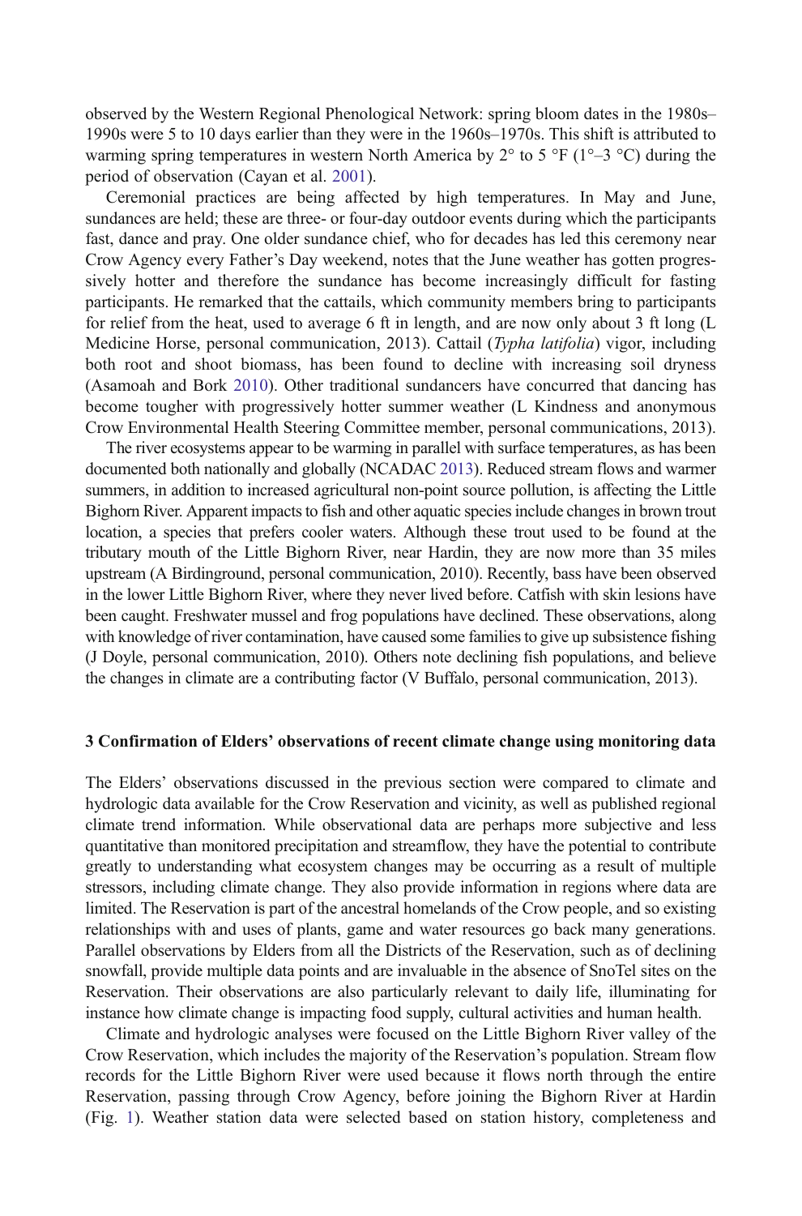observed by the Western Regional Phenological Network: spring bloom dates in the 1980s–1990s were 5 to 10 days earlier than they were in the 1960s–1970s. This shift is attributed to warming spring temperatures in western North America by 2° to 5 °F (1°–3 °C) during the period of observation (Cayan et al. 2001).

Ceremonial practices are being affected by high temperatures. In May and June, sundances are held; these are three- or four-day outdoor events during which the participants fast, dance and pray. One older sundance chief, who for decades has led this ceremony near Crow Agency every Father's Day weekend, notes that the June weather has gotten progressively hotter and therefore the sundance has become increasingly difficult for fasting participants. He remarked that the cattails, which community members bring to participants for relief from the heat, used to average 6 ft in length, and are now only about 3 ft long (L Medicine Horse, personal communication, 2013). Cattail (*Typha latifolia*) vigor, including both root and shoot biomass, has been found to decline with increasing soil dryness (Asamoah and Bork 2010). Other traditional sundancers have concurred that dancing has become tougher with progressively hotter summer weather (L Kindness and anonymous Crow Environmental Health Steering Committee member, personal communications, 2013).

The river ecosystems appear to be warming in parallel with surface temperatures, as has been documented both nationally and globally (NCADAC 2013). Reduced stream flows and warmer summers, in addition to increased agricultural non-point source pollution, is affecting the Little Bighorn River. Apparent impacts to fish and other aquatic species include changes in brown trout location, a species that prefers cooler waters. Although these trout used to be found at the tributary mouth of the Little Bighorn River, near Hardin, they are now more than 35 miles upstream (A Birdinground, personal communication, 2010). Recently, bass have been observed in the lower Little Bighorn River, where they never lived before. Catfish with skin lesions have been caught. Freshwater mussel and frog populations have declined. These observations, along with knowledge of river contamination, have caused some families to give up subsistence fishing (J Doyle, personal communication, 2010). Others note declining fish populations, and believe the changes in climate are a contributing factor (V Buffalo, personal communication, 2013).

## 3 Confirmation of Elders' observations of recent climate change using monitoring data

The Elders' observations discussed in the previous section were compared to climate and hydrologic data available for the Crow Reservation and vicinity, as well as published regional climate trend information. While observational data are perhaps more subjective and less quantitative than monitored precipitation and streamflow, they have the potential to contribute greatly to understanding what ecosystem changes may be occurring as a result of multiple stressors, including climate change. They also provide information in regions where data are limited. The Reservation is part of the ancestral homelands of the Crow people, and so existing relationships with and uses of plants, game and water resources go back many generations. Parallel observations by Elders from all the Districts of the Reservation, such as of declining snowfall, provide multiple data points and are invaluable in the absence of SnoTel sites on the Reservation. Their observations are also particularly relevant to daily life, illuminating for instance how climate change is impacting food supply, cultural activities and human health.

Climate and hydrologic analyses were focused on the Little Bighorn River valley of the Crow Reservation, which includes the majority of the Reservation's population. Stream flow records for the Little Bighorn River were used because it flows north through the entire Reservation, passing through Crow Agency, before joining the Bighorn River at Hardin (Fig. 1). Weather station data were selected based on station history, completeness and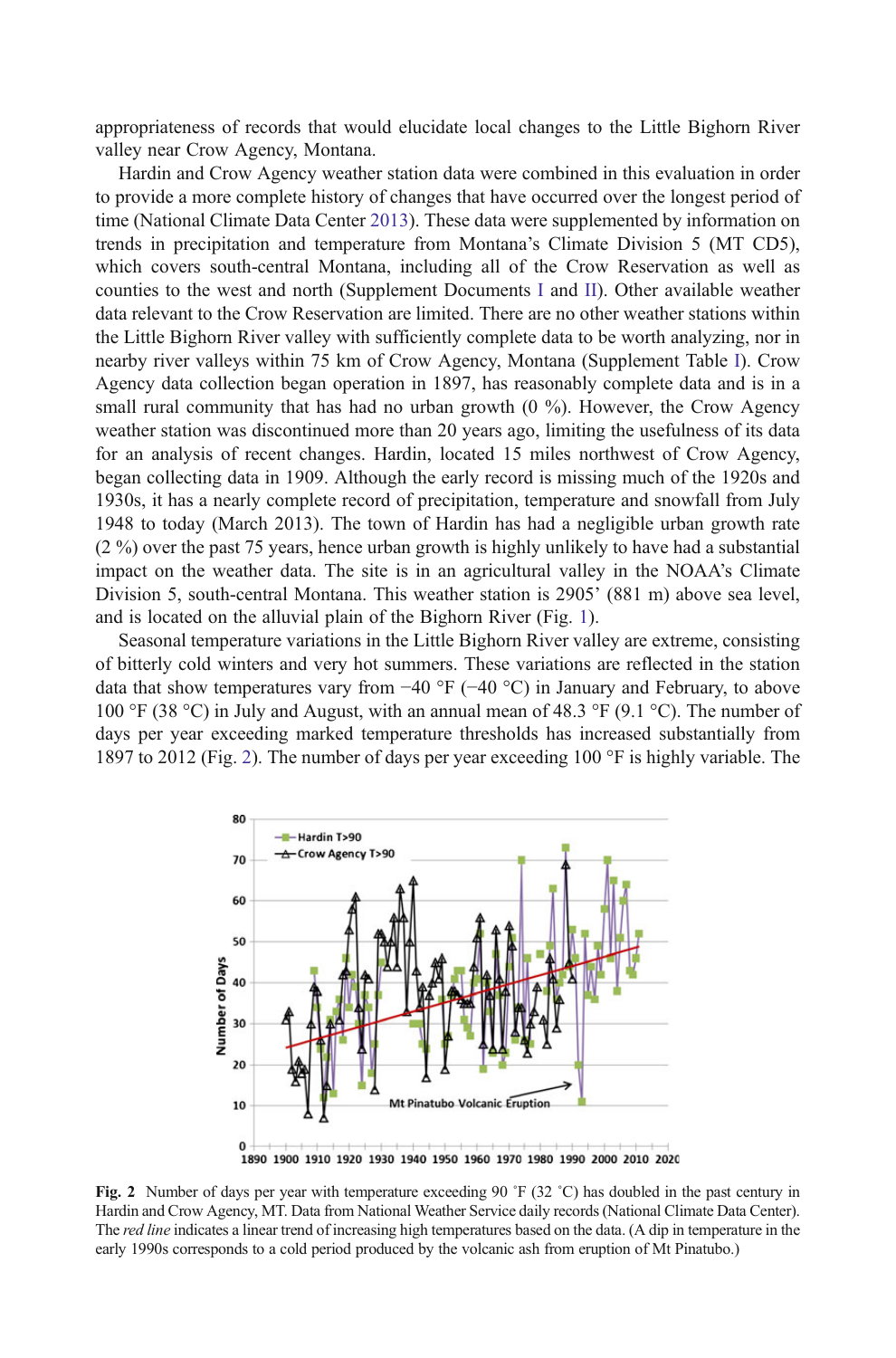appropriateness of records that would elucidate local changes to the Little Bighorn River valley near Crow Agency, Montana.

Hardin and Crow Agency weather station data were combined in this evaluation in order to provide a more complete history of changes that have occurred over the longest period of time (National Climate Data Center 2013). These data were supplemented by information on trends in precipitation and temperature from Montana's Climate Division 5 (MT CD5), which covers south-central Montana, including all of the Crow Reservation as well as counties to the west and north (Supplement Documents I and II). Other available weather data relevant to the Crow Reservation are limited. There are no other weather stations within the Little Bighorn River valley with sufficiently complete data to be worth analyzing, nor in nearby river valleys within 75 km of Crow Agency, Montana (Supplement Table I). Crow Agency data collection began operation in 1897, has reasonably complete data and is in a small rural community that has had no urban growth (0 %). However, the Crow Agency weather station was discontinued more than 20 years ago, limiting the usefulness of its data for an analysis of recent changes. Hardin, located 15 miles northwest of Crow Agency, began collecting data in 1909. Although the early record is missing much of the 1920s and 1930s, it has a nearly complete record of precipitation, temperature and snowfall from July 1948 to today (March 2013). The town of Hardin has had a negligible urban growth rate (2 %) over the past 75 years, hence urban growth is highly unlikely to have had a substantial impact on the weather data. The site is in an agricultural valley in the NOAA's Climate Division 5, south-central Montana. This weather station is 2905' (881 m) above sea level, and is located on the alluvial plain of the Bighorn River (Fig. 1).

Seasonal temperature variations in the Little Bighorn River valley are extreme, consisting of bitterly cold winters and very hot summers. These variations are reflected in the station data that show temperatures vary from −40 °F (−40 °C) in January and February, to above 100 °F (38 °C) in July and August, with an annual mean of 48.3 °F (9.1 °C). The number of days per year exceeding marked temperature thresholds has increased substantially from 1897 to 2012 (Fig. 2). The number of days per year exceeding 100 °F is highly variable. The

**Fig. 2** Number of days per year with temperature exceeding 90 ˚F (32 ˚C) has doubled in the past century in Hardin and Crow Agency, MT. Data from National Weather Service daily records (National Climate Data Center). The *red line* indicates a linear trend of increasing high temperatures based on the data. (A dip in temperature in the early 1990s corresponds to a cold period produced by the volcanic ash from eruption of Mt Pinatubo.)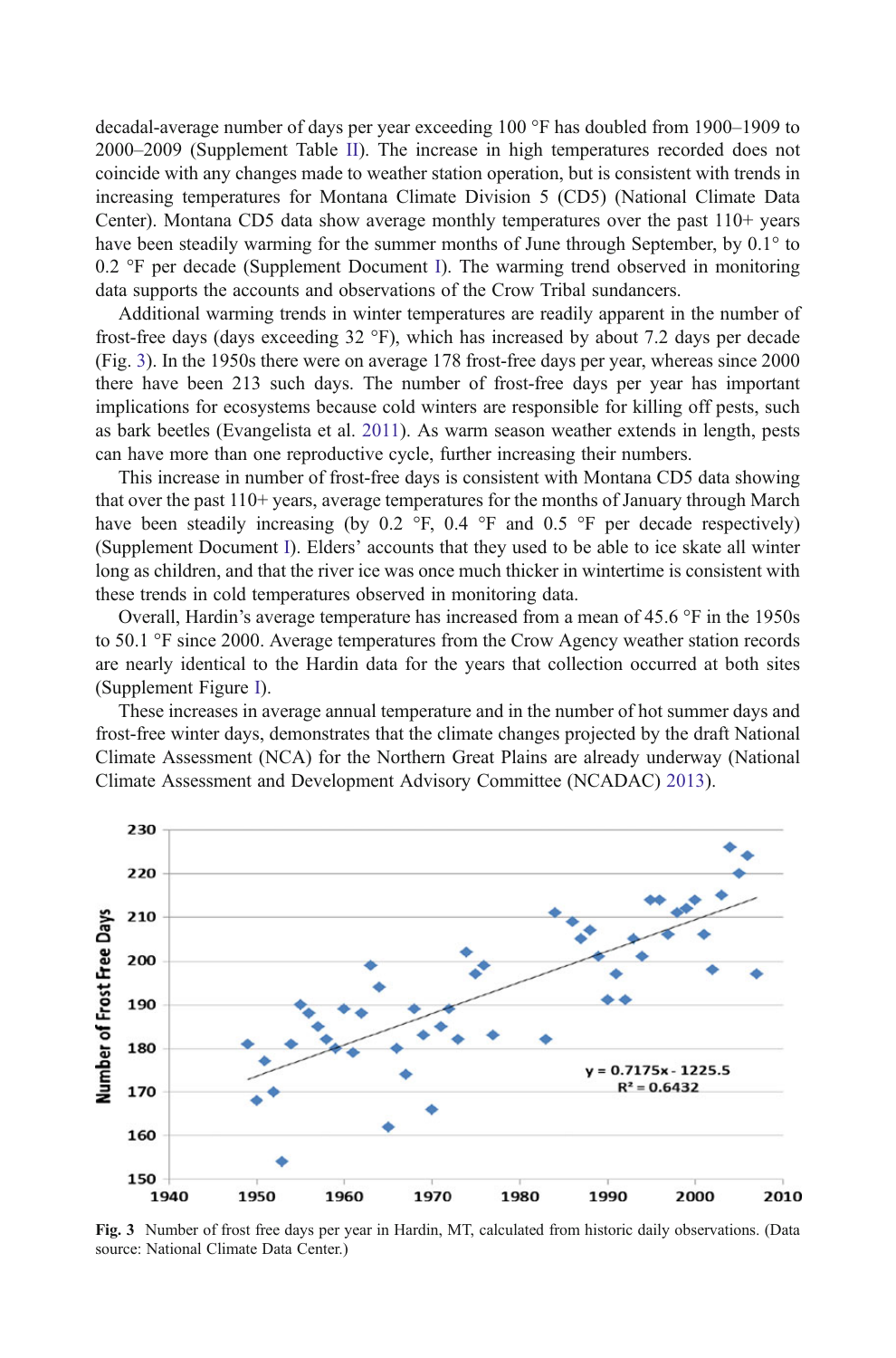decadal-average number of days per year exceeding 100 °F has doubled from 1900–1909 to 2000–2009 (Supplement Table II). The increase in high temperatures recorded does not coincide with any changes made to weather station operation, but is consistent with trends in increasing temperatures for Montana Climate Division 5 (CD5) (National Climate Data Center). Montana CD5 data show average monthly temperatures over the past 110+ years have been steadily warming for the summer months of June through September, by 0.1° to 0.2 °F per decade (Supplement Document I). The warming trend observed in monitoring data supports the accounts and observations of the Crow Tribal sundancers.

Additional warming trends in winter temperatures are readily apparent in the number of frost-free days (days exceeding 32 °F), which has increased by about 7.2 days per decade (Fig. 3). In the 1950s there were on average 178 frost-free days per year, whereas since 2000 there have been 213 such days. The number of frost-free days per year has important implications for ecosystems because cold winters are responsible for killing off pests, such as bark beetles (Evangelista et al. 2011). As warm season weather extends in length, pests can have more than one reproductive cycle, further increasing their numbers.

This increase in number of frost-free days is consistent with Montana CD5 data showing that over the past 110+ years, average temperatures for the months of January through March have been steadily increasing (by 0.2 °F, 0.4 °F and 0.5 °F per decade respectively) (Supplement Document I). Elders' accounts that they used to be able to ice skate all winter long as children, and that the river ice was once much thicker in wintertime is consistent with these trends in cold temperatures observed in monitoring data.

Overall, Hardin's average temperature has increased from a mean of 45.6 °F in the 1950s to 50.1 °F since 2000. Average temperatures from the Crow Agency weather station records are nearly identical to the Hardin data for the years that collection occurred at both sites (Supplement Figure I).

These increases in average annual temperature and in the number of hot summer days and frost-free winter days, demonstrates that the climate changes projected by the draft National Climate Assessment (NCA) for the Northern Great Plains are already underway (National Climate Assessment and Development Advisory Committee (NCADAC) 2013).

**Fig. 3** Number of frost free days per year in Hardin, MT, calculated from historic daily observations. (Data source: National Climate Data Center.)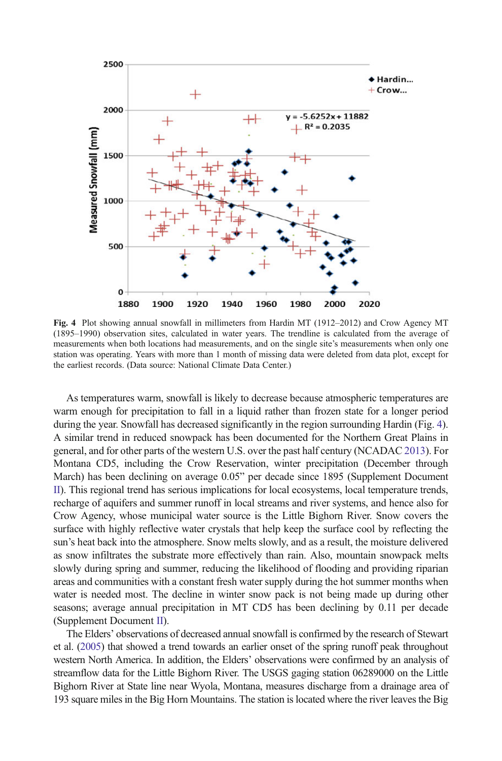**Fig. 4** Plot showing annual snowfall in millimeters from Hardin MT (1912–2012) and Crow Agency MT (1895–1990) observation sites, calculated in water years. The trendline is calculated from the average of measurements when both locations had measurements, and on the single site's measurements when only one station was operating. Years with more than 1 month of missing data were deleted from data plot, except for the earliest records. (Data source: National Climate Data Center.)

As temperatures warm, snowfall is likely to decrease because atmospheric temperatures are warm enough for precipitation to fall in a liquid rather than frozen state for a longer period during the year. Snowfall has decreased significantly in the region surrounding Hardin (Fig. 4). A similar trend in reduced snowpack has been documented for the Northern Great Plains in general, and for other parts of the western U.S. over the past half century (NCADAC 2013). For Montana CD5, including the Crow Reservation, winter precipitation (December through March) has been declining on average 0.05" per decade since 1895 (Supplement Document II). This regional trend has serious implications for local ecosystems, local temperature trends, recharge of aquifers and summer runoff in local streams and river systems, and hence also for Crow Agency, whose municipal water source is the Little Bighorn River. Snow covers the surface with highly reflective water crystals that help keep the surface cool by reflecting the sun's heat back into the atmosphere. Snow melts slowly, and as a result, the moisture delivered as snow infiltrates the substrate more effectively than rain. Also, mountain snowpack melts slowly during spring and summer, reducing the likelihood of flooding and providing riparian areas and communities with a constant fresh water supply during the hot summer months when water is needed most. The decline in winter snow pack is not being made up during other seasons; average annual precipitation in MT CD5 has been declining by 0.11 per decade (Supplement Document II).

The Elders' observations of decreased annual snowfall is confirmed by the research of Stewart et al. (2005) that showed a trend towards an earlier onset of the spring runoff peak throughout western North America. In addition, the Elders' observations were confirmed by an analysis of streamflow data for the Little Bighorn River. The USGS gaging station 06289000 on the Little Bighorn River at State line near Wyola, Montana, measures discharge from a drainage area of 193 square miles in the Big Horn Mountains. The station is located where the river leaves the Big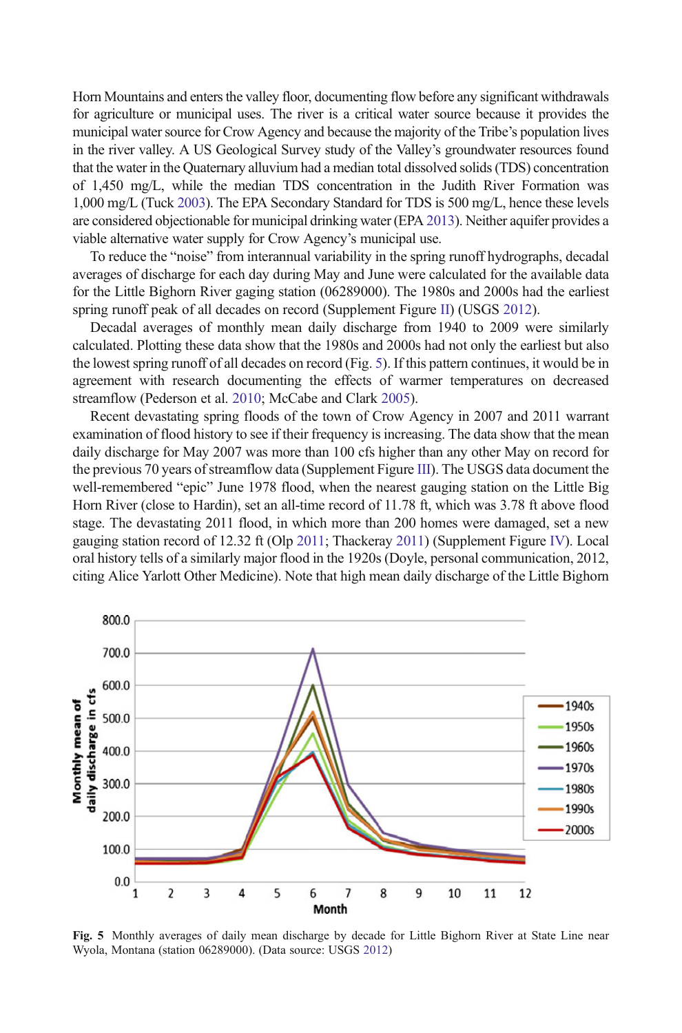Horn Mountains and enters the valley floor, documenting flow before any significant withdrawals for agriculture or municipal uses. The river is a critical water source because it provides the municipal water source for Crow Agency and because the majority of the Tribe's population lives in the river valley. A US Geological Survey study of the Valley's groundwater resources found that the water in the Quaternary alluvium had a median total dissolved solids (TDS) concentration of 1,450 mg/L, while the median TDS concentration in the Judith River Formation was 1,000 mg/L (Tuck 2003). The EPA Secondary Standard for TDS is 500 mg/L, hence these levels are considered objectionable for municipal drinking water (EPA 2013). Neither aquifer provides a viable alternative water supply for Crow Agency's municipal use.

To reduce the "noise" from interannual variability in the spring runoff hydrographs, decadal averages of discharge for each day during May and June were calculated for the available data for the Little Bighorn River gaging station (06289000). The 1980s and 2000s had the earliest spring runoff peak of all decades on record (Supplement Figure II) (USGS 2012).

Decadal averages of monthly mean daily discharge from 1940 to 2009 were similarly calculated. Plotting these data show that the 1980s and 2000s had not only the earliest but also the lowest spring runoff of all decades on record (Fig. 5). If this pattern continues, it would be in agreement with research documenting the effects of warmer temperatures on decreased streamflow (Pederson et al. 2010; McCabe and Clark 2005).

Recent devastating spring floods of the town of Crow Agency in 2007 and 2011 warrant examination of flood history to see if their frequency is increasing. The data show that the mean daily discharge for May 2007 was more than 100 cfs higher than any other May on record for the previous 70 years of streamflow data (Supplement Figure III). The USGS data document the well-remembered "epic" June 1978 flood, when the nearest gauging station on the Little Big Horn River (close to Hardin), set an all-time record of 11.78 ft, which was 3.78 ft above flood stage. The devastating 2011 flood, in which more than 200 homes were damaged, set a new gauging station record of 12.32 ft (Olp 2011; Thackeray 2011) (Supplement Figure IV). Local oral history tells of a similarly major flood in the 1920s (Doyle, personal communication, 2012, citing Alice Yarlott Other Medicine). Note that high mean daily discharge of the Little Bighorn

**Fig. 5** Monthly averages of daily mean discharge by decade for Little Bighorn River at State Line near Wyola, Montana (station 06289000). (Data source: USGS 2012)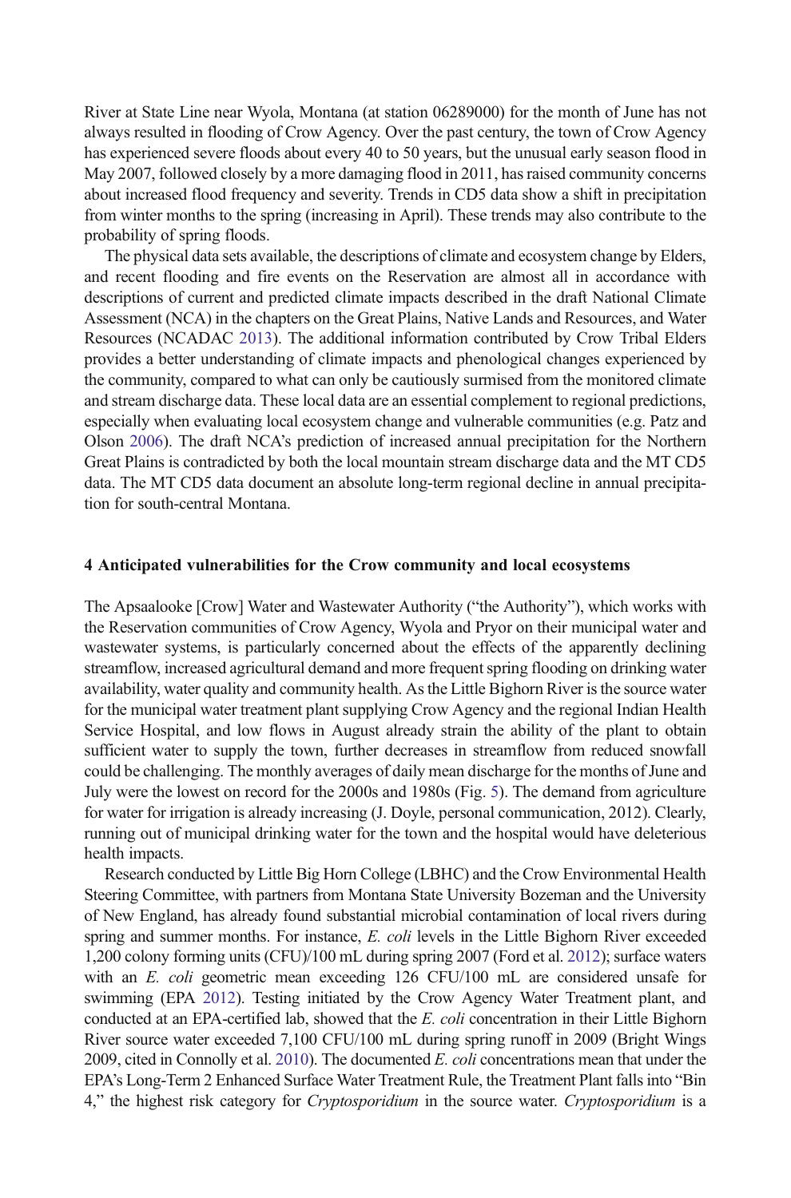River at State Line near Wyola, Montana (at station 06289000) for the month of June has not always resulted in flooding of Crow Agency. Over the past century, the town of Crow Agency has experienced severe floods about every 40 to 50 years, but the unusual early season flood in May 2007, followed closely by a more damaging flood in 2011, has raised community concerns about increased flood frequency and severity. Trends in CD5 data show a shift in precipitation from winter months to the spring (increasing in April). These trends may also contribute to the probability of spring floods.

The physical data sets available, the descriptions of climate and ecosystem change by Elders, and recent flooding and fire events on the Reservation are almost all in accordance with descriptions of current and predicted climate impacts described in the draft National Climate Assessment (NCA) in the chapters on the Great Plains, Native Lands and Resources, and Water Resources (NCADAC 2013). The additional information contributed by Crow Tribal Elders provides a better understanding of climate impacts and phenological changes experienced by the community, compared to what can only be cautiously surmised from the monitored climate and stream discharge data. These local data are an essential complement to regional predictions, especially when evaluating local ecosystem change and vulnerable communities (e.g. Patz and Olson 2006). The draft NCA's prediction of increased annual precipitation for the Northern Great Plains is contradicted by both the local mountain stream discharge data and the MT CD5 data. The MT CD5 data document an absolute long-term regional decline in annual precipitation for south-central Montana.

## 4 Anticipated vulnerabilities for the Crow community and local ecosystems

The Apsaalooke [Crow] Water and Wastewater Authority ("the Authority"), which works with the Reservation communities of Crow Agency, Wyola and Pryor on their municipal water and wastewater systems, is particularly concerned about the effects of the apparently declining streamflow, increased agricultural demand and more frequent spring flooding on drinking water availability, water quality and community health. As the Little Bighorn River is the source water for the municipal water treatment plant supplying Crow Agency and the regional Indian Health Service Hospital, and low flows in August already strain the ability of the plant to obtain sufficient water to supply the town, further decreases in streamflow from reduced snowfall could be challenging. The monthly averages of daily mean discharge for the months of June and July were the lowest on record for the 2000s and 1980s (Fig. 5). The demand from agriculture for water for irrigation is already increasing (J. Doyle, personal communication, 2012). Clearly, running out of municipal drinking water for the town and the hospital would have deleterious health impacts.

Research conducted by Little Big Horn College (LBHC) and the Crow Environmental Health Steering Committee, with partners from Montana State University Bozeman and the University of New England, has already found substantial microbial contamination of local rivers during spring and summer months. For instance, *E. coli* levels in the Little Bighorn River exceeded 1,200 colony forming units (CFU)/100 mL during spring 2007 (Ford et al. 2012); surface waters with an *E. coli* geometric mean exceeding 126 CFU/100 mL are considered unsafe for swimming (EPA 2012). Testing initiated by the Crow Agency Water Treatment plant, and conducted at an EPA-certified lab, showed that the *E. coli* concentration in their Little Bighorn River source water exceeded 7,100 CFU/100 mL during spring runoff in 2009 (Bright Wings 2009, cited in Connolly et al. 2010). The documented *E. coli* concentrations mean that under the EPA's Long-Term 2 Enhanced Surface Water Treatment Rule, the Treatment Plant falls into "Bin 4," the highest risk category for *Cryptosporidium* in the source water. *Cryptosporidium* is a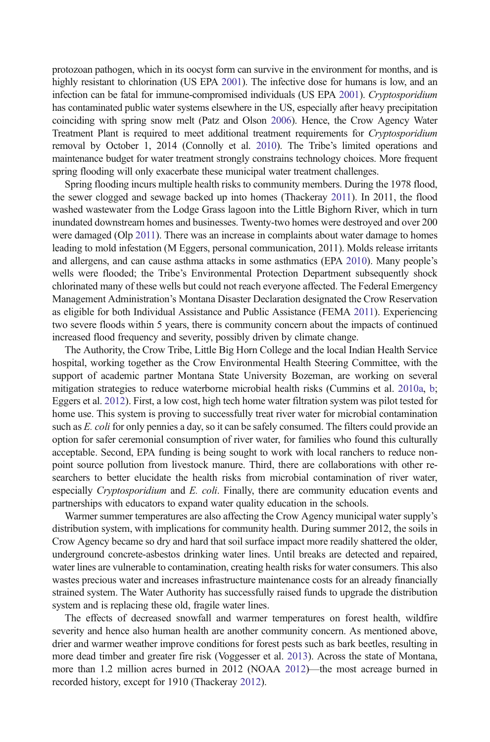protozoan pathogen, which in its oocyst form can survive in the environment for months, and is highly resistant to chlorination (US EPA 2001). The infective dose for humans is low, and an infection can be fatal for immune-compromised individuals (US EPA 2001). *Cryptosporidium* has contaminated public water systems elsewhere in the US, especially after heavy precipitation coinciding with spring snow melt (Patz and Olson 2006). Hence, the Crow Agency Water Treatment Plant is required to meet additional treatment requirements for *Cryptosporidium* removal by October 1, 2014 (Connolly et al. 2010). The Tribe's limited operations and maintenance budget for water treatment strongly constrains technology choices. More frequent spring flooding will only exacerbate these municipal water treatment challenges.

Spring flooding incurs multiple health risks to community members. During the 1978 flood, the sewer clogged and sewage backed up into homes (Thackeray 2011). In 2011, the flood washed wastewater from the Lodge Grass lagoon into the Little Bighorn River, which in turn inundated downstream homes and businesses. Twenty-two homes were destroyed and over 200 were damaged (Olp 2011). There was an increase in complaints about water damage to homes leading to mold infestation (M Eggers, personal communication, 2011). Molds release irritants and allergens, and can cause asthma attacks in some asthmatics (EPA 2010). Many people's wells were flooded; the Tribe's Environmental Protection Department subsequently shock chlorinated many of these wells but could not reach everyone affected. The Federal Emergency Management Administration's Montana Disaster Declaration designated the Crow Reservation as eligible for both Individual Assistance and Public Assistance (FEMA 2011). Experiencing two severe floods within 5 years, there is community concern about the impacts of continued increased flood frequency and severity, possibly driven by climate change.

The Authority, the Crow Tribe, Little Big Horn College and the local Indian Health Service hospital, working together as the Crow Environmental Health Steering Committee, with the support of academic partner Montana State University Bozeman, are working on several mitigation strategies to reduce waterborne microbial health risks (Cummins et al. 2010a, b; Eggers et al. 2012). First, a low cost, high tech home water filtration system was pilot tested for home use. This system is proving to successfully treat river water for microbial contamination such as *E. coli* for only pennies a day, so it can be safely consumed. The filters could provide an option for safer ceremonial consumption of river water, for families who found this culturally acceptable. Second, EPA funding is being sought to work with local ranchers to reduce non-point source pollution from livestock manure. Third, there are collaborations with other researchers to better elucidate the health risks from microbial contamination of river water, especially *Cryptosporidium* and *E. coli*. Finally, there are community education events and partnerships with educators to expand water quality education in the schools.

Warmer summer temperatures are also affecting the Crow Agency municipal water supply's distribution system, with implications for community health. During summer 2012, the soils in Crow Agency became so dry and hard that soil surface impact more readily shattered the older, underground concrete-asbestos drinking water lines. Until breaks are detected and repaired, water lines are vulnerable to contamination, creating health risks for water consumers. This also wastes precious water and increases infrastructure maintenance costs for an already financially strained system. The Water Authority has successfully raised funds to upgrade the distribution system and is replacing these old, fragile water lines.

The effects of decreased snowfall and warmer temperatures on forest health, wildfire severity and hence also human health are another community concern. As mentioned above, drier and warmer weather improve conditions for forest pests such as bark beetles, resulting in more dead timber and greater fire risk (Voggesser et al. 2013). Across the state of Montana, more than 1.2 million acres burned in 2012 (NOAA 2012)—the most acreage burned in recorded history, except for 1910 (Thackeray 2012).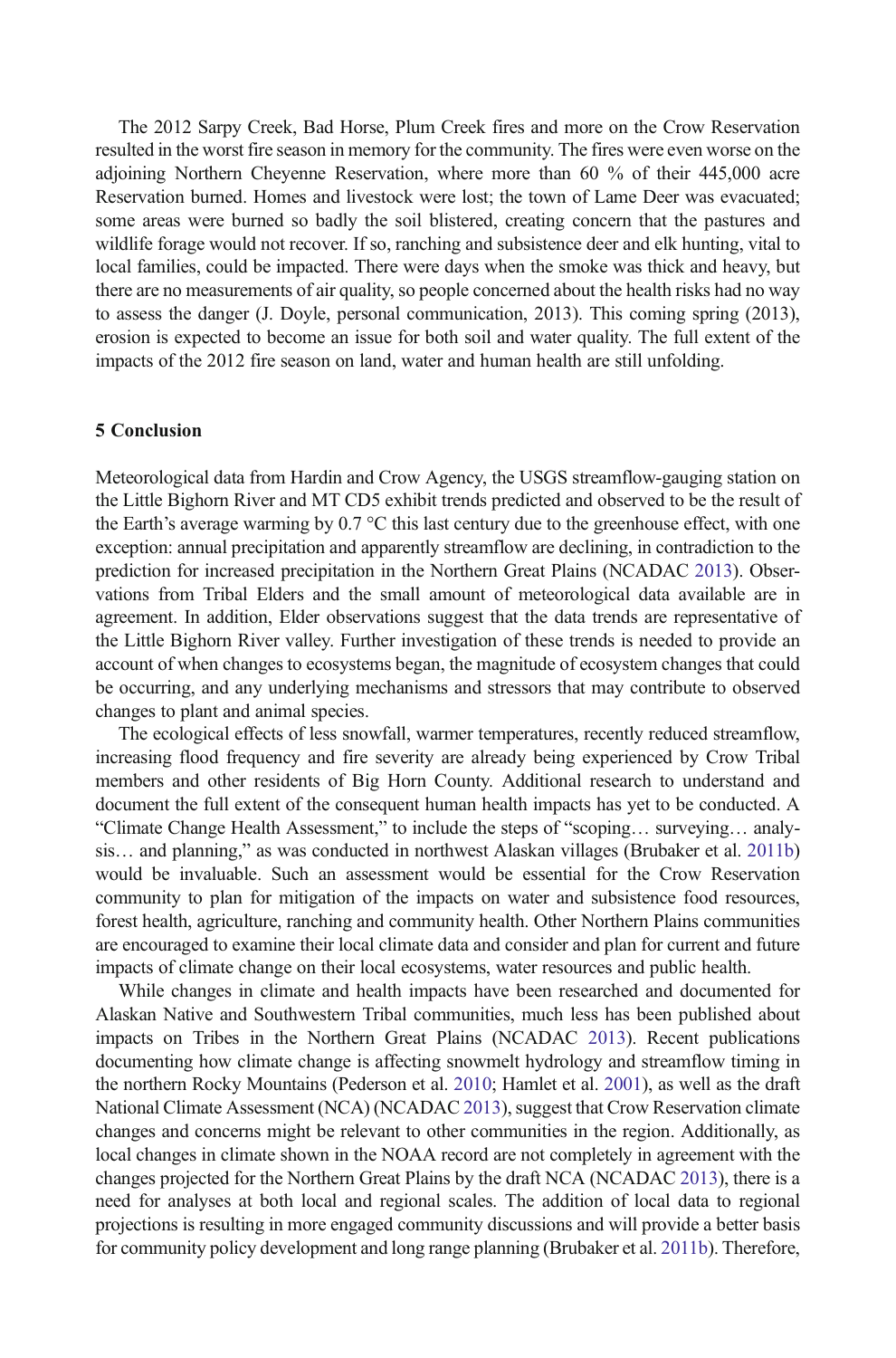The 2012 Sarpy Creek, Bad Horse, Plum Creek fires and more on the Crow Reservation resulted in the worst fire season in memory for the community. The fires were even worse on the adjoining Northern Cheyenne Reservation, where more than 60 % of their 445,000 acre Reservation burned. Homes and livestock were lost; the town of Lame Deer was evacuated; some areas were burned so badly the soil blistered, creating concern that the pastures and wildlife forage would not recover. If so, ranching and subsistence deer and elk hunting, vital to local families, could be impacted. There were days when the smoke was thick and heavy, but there are no measurements of air quality, so people concerned about the health risks had no way to assess the danger (J. Doyle, personal communication, 2013). This coming spring (2013), erosion is expected to become an issue for both soil and water quality. The full extent of the impacts of the 2012 fire season on land, water and human health are still unfolding.

## 5 Conclusion

Meteorological data from Hardin and Crow Agency, the USGS streamflow-gauging station on the Little Bighorn River and MT CD5 exhibit trends predicted and observed to be the result of the Earth's average warming by 0.7 °C this last century due to the greenhouse effect, with one exception: annual precipitation and apparently streamflow are declining, in contradiction to the prediction for increased precipitation in the Northern Great Plains (NCADAC 2013). Observations from Tribal Elders and the small amount of meteorological data available are in agreement. In addition, Elder observations suggest that the data trends are representative of the Little Bighorn River valley. Further investigation of these trends is needed to provide an account of when changes to ecosystems began, the magnitude of ecosystem changes that could be occurring, and any underlying mechanisms and stressors that may contribute to observed changes to plant and animal species.

The ecological effects of less snowfall, warmer temperatures, recently reduced streamflow, increasing flood frequency and fire severity are already being experienced by Crow Tribal members and other residents of Big Horn County. Additional research to understand and document the full extent of the consequent human health impacts has yet to be conducted. A "Climate Change Health Assessment," to include the steps of "scoping… surveying… analysis… and planning," as was conducted in northwest Alaskan villages (Brubaker et al. 2011b) would be invaluable. Such an assessment would be essential for the Crow Reservation community to plan for mitigation of the impacts on water and subsistence food resources, forest health, agriculture, ranching and community health. Other Northern Plains communities are encouraged to examine their local climate data and consider and plan for current and future impacts of climate change on their local ecosystems, water resources and public health.

While changes in climate and health impacts have been researched and documented for Alaskan Native and Southwestern Tribal communities, much less has been published about impacts on Tribes in the Northern Great Plains (NCADAC 2013). Recent publications documenting how climate change is affecting snowmelt hydrology and streamflow timing in the northern Rocky Mountains (Pederson et al. 2010; Hamlet et al. 2001), as well as the draft National Climate Assessment (NCA) (NCADAC 2013), suggest that Crow Reservation climate changes and concerns might be relevant to other communities in the region. Additionally, as local changes in climate shown in the NOAA record are not completely in agreement with the changes projected for the Northern Great Plains by the draft NCA (NCADAC 2013), there is a need for analyses at both local and regional scales. The addition of local data to regional projections is resulting in more engaged community discussions and will provide a better basis for community policy development and long range planning (Brubaker et al. 2011b). Therefore,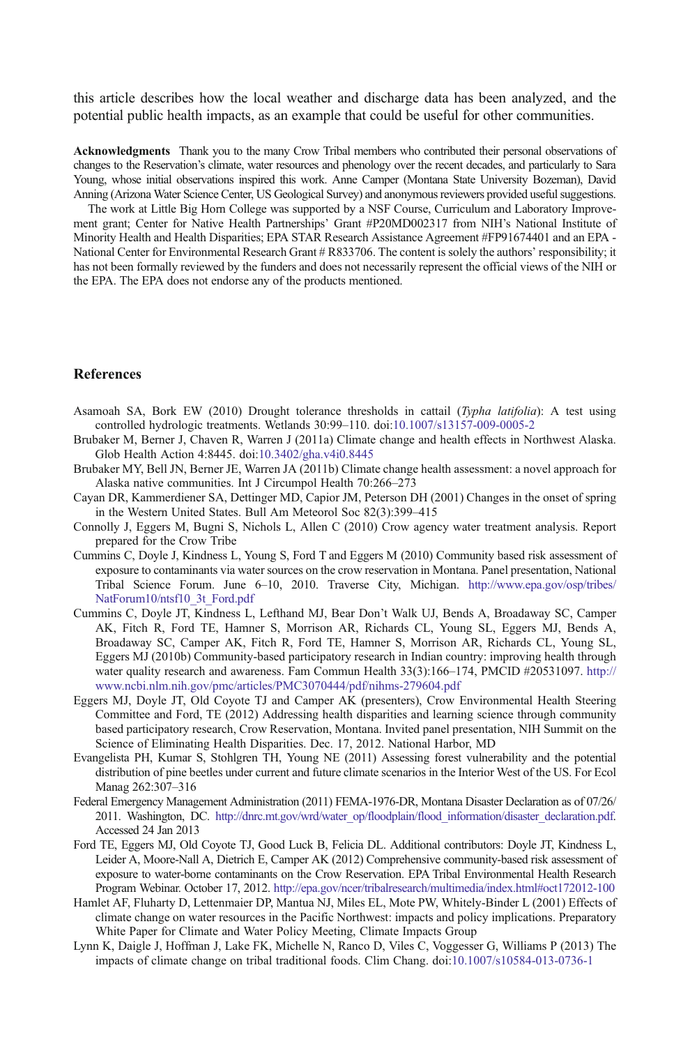this article describes how the local weather and discharge data has been analyzed, and the potential public health impacts, as an example that could be useful for other communities.

**Acknowledgments** Thank you to the many Crow Tribal members who contributed their personal observations of changes to the Reservation's climate, water resources and phenology over the recent decades, and particularly to Sara Young, whose initial observations inspired this work. Anne Camper (Montana State University Bozeman), David Anning (Arizona Water Science Center, US Geological Survey) and anonymous reviewers provided useful suggestions.

The work at Little Big Horn College was supported by a NSF Course, Curriculum and Laboratory Improvement grant; Center for Native Health Partnerships' Grant #P20MD002317 from NIH's National Institute of Minority Health and Health Disparities; EPA STAR Research Assistance Agreement #FP91674401 and an EPA - National Center for Environmental Research Grant # R833706. The content is solely the authors' responsibility; it has not been formally reviewed by the funders and does not necessarily represent the official views of the NIH or the EPA. The EPA does not endorse any of the products mentioned.

## References

Asamoah SA, Bork EW (2010) Drought tolerance thresholds in cattail (*Typha latifolia*): A test using controlled hydrologic treatments. Wetlands 30:99–110. doi:10.1007/s13157-009-0005-2

Brubaker M, Berner J, Chaven R, Warren J (2011a) Climate change and health effects in Northwest Alaska. Glob Health Action 4:8445. doi:10.3402/gha.v4i0.8445

Brubaker MY, Bell JN, Berner JE, Warren JA (2011b) Climate change health assessment: a novel approach for Alaska native communities. Int J Circumpol Health 70:266–273

Cayan DR, Kammerdiener SA, Dettinger MD, Capior JM, Peterson DH (2001) Changes in the onset of spring in the Western United States. Bull Am Meteorol Soc 82(3):399–415

Connolly J, Eggers M, Bugni S, Nichols L, Allen C (2010) Crow agency water treatment analysis. Report prepared for the Crow Tribe

Cummins C, Doyle J, Kindness L, Young S, Ford T and Eggers M (2010) Community based risk assessment of exposure to contaminants via water sources on the crow reservation in Montana. Panel presentation, National Tribal Science Forum. June 6–10, 2010. Traverse City, Michigan. http://www.epa.gov/osp/tribes/NatForum10/ntsf10_3t_Ford.pdf

Cummins C, Doyle JT, Kindness L, Lefthand MJ, Bear Don't Walk UJ, Bends A, Broadaway SC, Camper AK, Fitch R, Ford TE, Hamner S, Morrison AR, Richards CL, Young SL, Eggers MJ, Bends A, Broadaway SC, Camper AK, Fitch R, Ford TE, Hamner S, Morrison AR, Richards CL, Young SL, Eggers MJ (2010b) Community-based participatory research in Indian country: improving health through water quality research and awareness. Fam Commun Health 33(3):166–174, PMCID #20531097. http://www.ncbi.nlm.nih.gov/pmc/articles/PMC3070444/pdf/nihms-279604.pdf

Eggers MJ, Doyle JT, Old Coyote TJ and Camper AK (presenters), Crow Environmental Health Steering Committee and Ford, TE (2012) Addressing health disparities and learning science through community based participatory research, Crow Reservation, Montana. Invited panel presentation, NIH Summit on the Science of Eliminating Health Disparities. Dec. 17, 2012. National Harbor, MD

Evangelista PH, Kumar S, Stohlgren TH, Young NE (2011) Assessing forest vulnerability and the potential distribution of pine beetles under current and future climate scenarios in the Interior West of the US. For Ecol Manag 262:307–316

Federal Emergency Management Administration (2011) FEMA-1976-DR, Montana Disaster Declaration as of 07/26/2011. Washington, DC. http://dnrc.mt.gov/wrd/water_op/floodplain/flood_information/disaster_declaration.pdf. Accessed 24 Jan 2013

Ford TE, Eggers MJ, Old Coyote TJ, Good Luck B, Felicia DL. Additional contributors: Doyle JT, Kindness L, Leider A, Moore-Nall A, Dietrich E, Camper AK (2012) Comprehensive community-based risk assessment of exposure to water-borne contaminants on the Crow Reservation. EPA Tribal Environmental Health Research Program Webinar. October 17, 2012. http://epa.gov/ncer/tribalresearch/multimedia/index.html#oct172012-100

Hamlet AF, Fluharty D, Lettenmaier DP, Mantua NJ, Miles EL, Mote PW, Whitely-Binder L (2001) Effects of climate change on water resources in the Pacific Northwest: impacts and policy implications. Preparatory White Paper for Climate and Water Policy Meeting, Climate Impacts Group

Lynn K, Daigle J, Hoffman J, Lake FK, Michelle N, Ranco D, Viles C, Voggesser G, Williams P (2013) The impacts of climate change on tribal traditional foods. Clim Chang. doi:10.1007/s10584-013-0736-1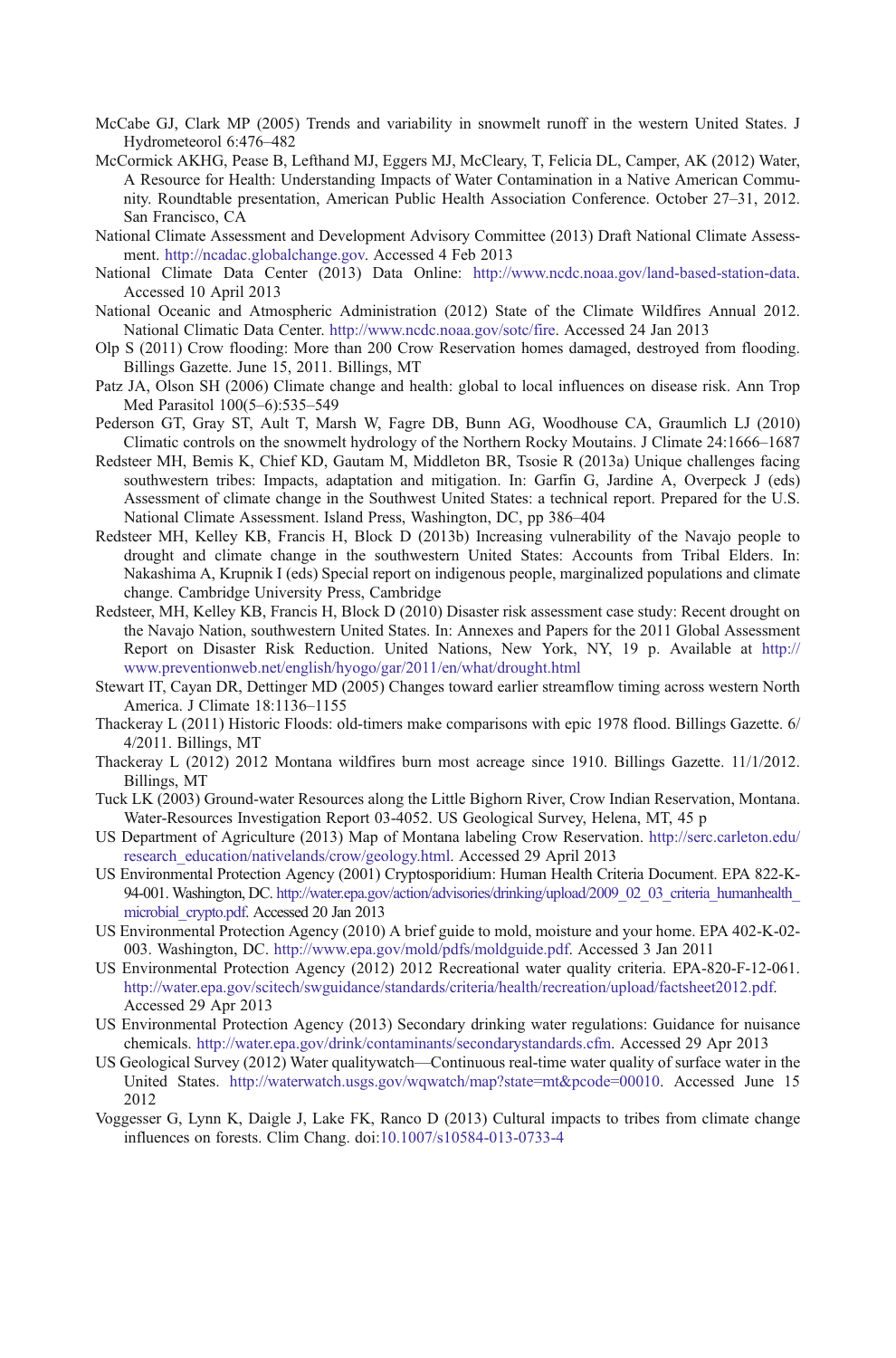McCabe GJ, Clark MP (2005) Trends and variability in snowmelt runoff in the western United States. J Hydrometeorol 6:476–482

McCormick AKHG, Pease B, Lefthand MJ, Eggers MJ, McCleary, T, Felicia DL, Camper, AK (2012) Water, A Resource for Health: Understanding Impacts of Water Contamination in a Native American Community. Roundtable presentation, American Public Health Association Conference. October 27–31, 2012. San Francisco, CA

National Climate Assessment and Development Advisory Committee (2013) Draft National Climate Assessment. http://ncadac.globalchange.gov. Accessed 4 Feb 2013

National Climate Data Center (2013) Data Online: http://www.ncdc.noaa.gov/land-based-station-data. Accessed 10 April 2013

National Oceanic and Atmospheric Administration (2012) State of the Climate Wildfires Annual 2012. National Climatic Data Center. http://www.ncdc.noaa.gov/sotc/fire. Accessed 24 Jan 2013

Olp S (2011) Crow flooding: More than 200 Crow Reservation homes damaged, destroyed from flooding. Billings Gazette. June 15, 2011. Billings, MT

Patz JA, Olson SH (2006) Climate change and health: global to local influences on disease risk. Ann Trop Med Parasitol 100(5–6):535–549

Pederson GT, Gray ST, Ault T, Marsh W, Fagre DB, Bunn AG, Woodhouse CA, Graumlich LJ (2010) Climatic controls on the snowmelt hydrology of the Northern Rocky Moutains. J Climate 24:1666–1687

Redsteer MH, Bemis K, Chief KD, Gautam M, Middleton BR, Tsosie R (2013a) Unique challenges facing southwestern tribes: Impacts, adaptation and mitigation. In: Garfin G, Jardine A, Overpeck J (eds) Assessment of climate change in the Southwest United States: a technical report. Prepared for the U.S. National Climate Assessment. Island Press, Washington, DC, pp 386–404

Redsteer MH, Kelley KB, Francis H, Block D (2013b) Increasing vulnerability of the Navajo people to drought and climate change in the southwestern United States: Accounts from Tribal Elders. In: Nakashima A, Krupnik I (eds) Special report on indigenous people, marginalized populations and climate change. Cambridge University Press, Cambridge

Redsteer, MH, Kelley KB, Francis H, Block D (2010) Disaster risk assessment case study: Recent drought on the Navajo Nation, southwestern United States. In: Annexes and Papers for the 2011 Global Assessment Report on Disaster Risk Reduction. United Nations, New York, NY, 19 p. Available at http://www.preventionweb.net/english/hyogo/gar/2011/en/what/drought.html

Stewart IT, Cayan DR, Dettinger MD (2005) Changes toward earlier streamflow timing across western North America. J Climate 18:1136–1155

Thackeray L (2011) Historic Floods: old-timers make comparisons with epic 1978 flood. Billings Gazette. 6/4/2011. Billings, MT

Thackeray L (2012) 2012 Montana wildfires burn most acreage since 1910. Billings Gazette. 11/1/2012. Billings, MT

Tuck LK (2003) Ground-water Resources along the Little Bighorn River, Crow Indian Reservation, Montana. Water-Resources Investigation Report 03-4052. US Geological Survey, Helena, MT, 45 p

US Department of Agriculture (2013) Map of Montana labeling Crow Reservation. http://serc.carleton.edu/research_education/nativelands/crow/geology.html. Accessed 29 April 2013

US Environmental Protection Agency (2001) Cryptosporidium: Human Health Criteria Document. EPA 822-K-94-001. Washington, DC. http://water.epa.gov/action/advisories/drinking/upload/2009_02_03_criteria_humanhealth_microbial_crypto.pdf. Accessed 20 Jan 2013

US Environmental Protection Agency (2010) A brief guide to mold, moisture and your home. EPA 402-K-02-003. Washington, DC. http://www.epa.gov/mold/pdfs/moldguide.pdf. Accessed 3 Jan 2011

US Environmental Protection Agency (2012) 2012 Recreational water quality criteria. EPA-820-F-12-061. http://water.epa.gov/scitech/swguidance/standards/criteria/health/recreation/upload/factsheet2012.pdf. Accessed 29 Apr 2013

US Environmental Protection Agency (2013) Secondary drinking water regulations: Guidance for nuisance chemicals. http://water.epa.gov/drink/contaminants/secondarystandards.cfm. Accessed 29 Apr 2013

US Geological Survey (2012) Water qualitywatch—Continuous real-time water quality of surface water in the United States. http://waterwatch.usgs.gov/wqwatch/map?state=mt&pcode=00010. Accessed June 15 2012

Voggesser G, Lynn K, Daigle J, Lake FK, Ranco D (2013) Cultural impacts to tribes from climate change influences on forests. Clim Chang. doi:10.1007/s10584-013-0733-4